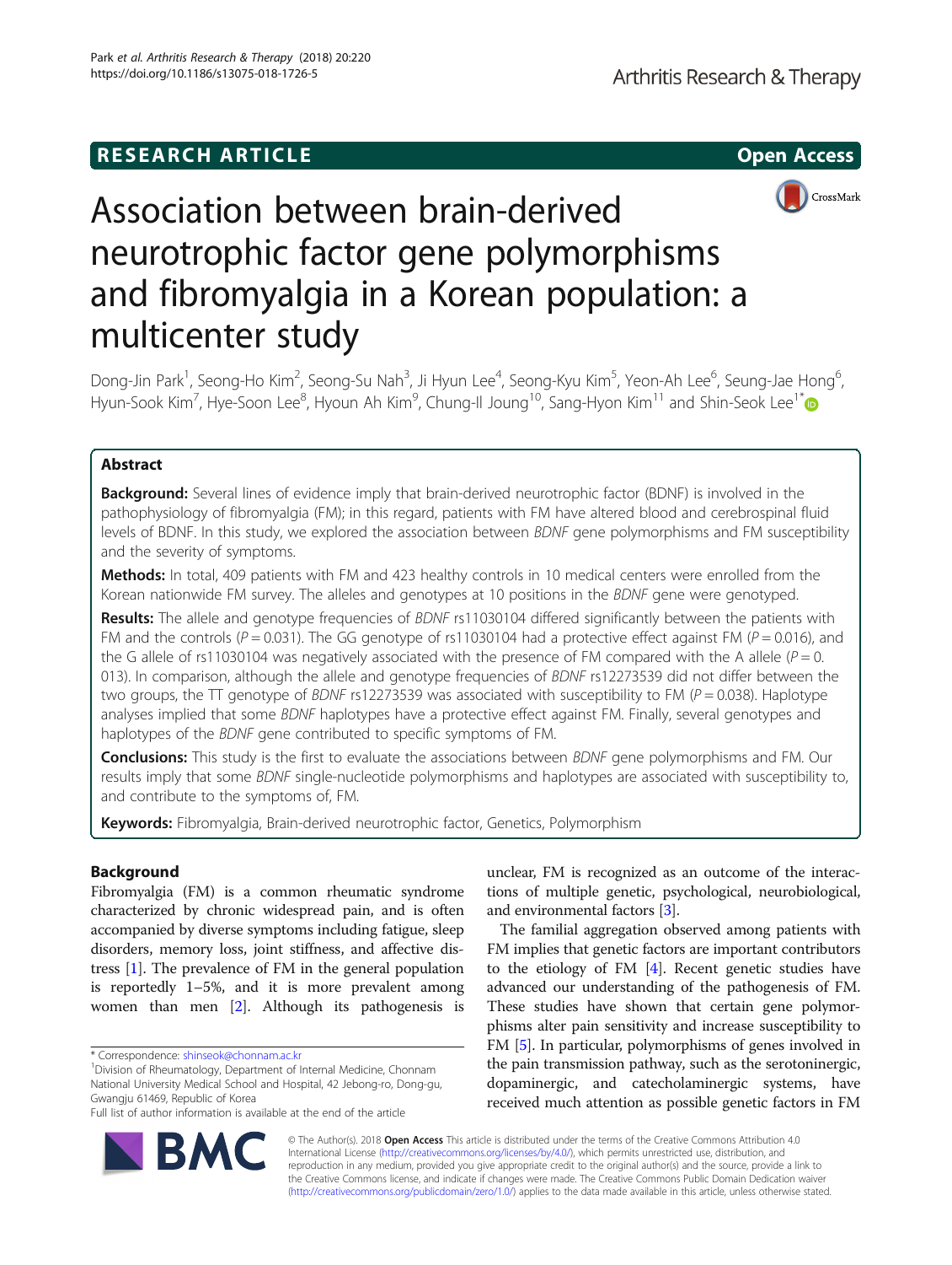**RESEARCH ARTICLE** **Open Access**

# Association between brain-derived neurotrophic factor gene polymorphisms and fibromyalgia in a Korean population: a multicenter study

Dong-Jin Park[1], Seong-Ho Kim[2], Seong-Su Nah[3], Ji Hyun Lee[4], Seong-Kyu Kim[5], Yeon-Ah Lee[6], Seung-Jae Hong[6], Hyun-Sook Kim[7], Hye-Soon Lee[8], Hyoun Ah Kim[9], Chung-Il Joung[10], Sang-Hyon Kim[11] and Shin-Seok Lee[1*]

## Abstract

**Background:** Several lines of evidence imply that brain-derived neurotrophic factor (BDNF) is involved in the pathophysiology of fibromyalgia (FM); in this regard, patients with FM have altered blood and cerebrospinal fluid levels of BDNF. In this study, we explored the association between *BDNF* gene polymorphisms and FM susceptibility and the severity of symptoms.

**Methods:** In total, 409 patients with FM and 423 healthy controls in 10 medical centers were enrolled from the Korean nationwide FM survey. The alleles and genotypes at 10 positions in the *BDNF* gene were genotyped.

**Results:** The allele and genotype frequencies of *BDNF* rs11030104 differed significantly between the patients with FM and the controls ($P = 0.031$). The GG genotype of rs11030104 had a protective effect against FM ($P = 0.016$), and the G allele of rs11030104 was negatively associated with the presence of FM compared with the A allele ($P = 0.013$). In comparison, although the allele and genotype frequencies of *BDNF* rs12273539 did not differ between the two groups, the TT genotype of *BDNF* rs12273539 was associated with susceptibility to FM ($P = 0.038$). Haplotype analyses implied that some *BDNF* haplotypes have a protective effect against FM. Finally, several genotypes and haplotypes of the *BDNF* gene contributed to specific symptoms of FM.

**Conclusions:** This study is the first to evaluate the associations between *BDNF* gene polymorphisms and FM. Our results imply that some *BDNF* single-nucleotide polymorphisms and haplotypes are associated with susceptibility to, and contribute to the symptoms of, FM.

**Keywords:** Fibromyalgia, Brain-derived neurotrophic factor, Genetics, Polymorphism

## Background

Fibromyalgia (FM) is a common rheumatic syndrome characterized by chronic widespread pain, and is often accompanied by diverse symptoms including fatigue, sleep disorders, memory loss, joint stiffness, and affective distress [1]. The prevalence of FM in the general population is reportedly 1–5%, and it is more prevalent among women than men [2]. Although its pathogenesis is unclear, FM is recognized as an outcome of the interactions of multiple genetic, psychological, neurobiological, and environmental factors [3].

The familial aggregation observed among patients with FM implies that genetic factors are important contributors to the etiology of FM [4]. Recent genetic studies have advanced our understanding of the pathogenesis of FM. These studies have shown that certain gene polymorphisms alter pain sensitivity and increase susceptibility to FM [5]. In particular, polymorphisms of genes involved in the pain transmission pathway, such as the serotoninergic, dopaminergic, and catecholaminergic systems, have received much attention as possible genetic factors in FM

\* Correspondence: shinseok@chonnam.ac.kr
[1]Division of Rheumatology, Department of Internal Medicine, Chonnam National University Medical School and Hospital, 42 Jebong-ro, Dong-gu, Gwangju 61469, Republic of Korea
Full list of author information is available at the end of the article

© The Author(s). 2018 **Open Access** This article is distributed under the terms of the Creative Commons Attribution 4.0 International License (http://creativecommons.org/licenses/by/4.0/), which permits unrestricted use, distribution, and reproduction in any medium, provided you give appropriate credit to the original author(s) and the source, provide a link to the Creative Commons license, and indicate if changes were made. The Creative Commons Public Domain Dedication waiver (http://creativecommons.org/publicdomain/zero/1.0/) applies to the data made available in this article, unless otherwise stated.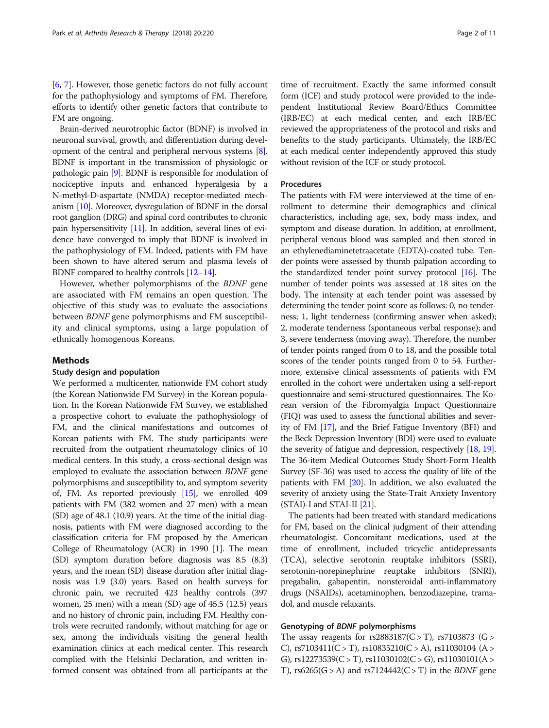[6, 7]. However, those genetic factors do not fully account for the pathophysiology and symptoms of FM. Therefore, efforts to identify other genetic factors that contribute to FM are ongoing.

Brain-derived neurotrophic factor (BDNF) is involved in neuronal survival, growth, and differentiation during development of the central and peripheral nervous systems [8]. BDNF is important in the transmission of physiologic or pathologic pain [9]. BDNF is responsible for modulation of nociceptive inputs and enhanced hyperalgesia by a N-methyl-D-aspartate (NMDA) receptor-mediated mechanism [10]. Moreover, dysregulation of BDNF in the dorsal root ganglion (DRG) and spinal cord contributes to chronic pain hypersensitivity [11]. In addition, several lines of evidence have converged to imply that BDNF is involved in the pathophysiology of FM. Indeed, patients with FM have been shown to have altered serum and plasma levels of BDNF compared to healthy controls [12–14].

However, whether polymorphisms of the *BDNF* gene are associated with FM remains an open question. The objective of this study was to evaluate the associations between *BDNF* gene polymorphisms and FM susceptibility and clinical symptoms, using a large population of ethnically homogenous Koreans.

## Methods

### Study design and population

We performed a multicenter, nationwide FM cohort study (the Korean Nationwide FM Survey) in the Korean population. In the Korean Nationwide FM Survey, we established a prospective cohort to evaluate the pathophysiology of FM, and the clinical manifestations and outcomes of Korean patients with FM. The study participants were recruited from the outpatient rheumatology clinics of 10 medical centers. In this study, a cross-sectional design was employed to evaluate the association between *BDNF* gene polymorphisms and susceptibility to, and symptom severity of, FM. As reported previously [15], we enrolled 409 patients with FM (382 women and 27 men) with a mean (SD) age of 48.1 (10.9) years. At the time of the initial diagnosis, patients with FM were diagnosed according to the classification criteria for FM proposed by the American College of Rheumatology (ACR) in 1990 [1]. The mean (SD) symptom duration before diagnosis was 8.5 (8.3) years, and the mean (SD) disease duration after initial diagnosis was 1.9 (3.0) years. Based on health surveys for chronic pain, we recruited 423 healthy controls (397 women, 25 men) with a mean (SD) age of 45.5 (12.5) years and no history of chronic pain, including FM. Healthy controls were recruited randomly, without matching for age or sex, among the individuals visiting the general health examination clinics at each medical center. This research complied with the Helsinki Declaration, and written informed consent was obtained from all participants at the time of recruitment. Exactly the same informed consult form (ICF) and study protocol were provided to the independent Institutional Review Board/Ethics Committee (IRB/EC) at each medical center, and each IRB/EC reviewed the appropriateness of the protocol and risks and benefits to the study participants. Ultimately, the IRB/EC at each medical center independently approved this study without revision of the ICF or study protocol.

### Procedures

The patients with FM were interviewed at the time of enrollment to determine their demographics and clinical characteristics, including age, sex, body mass index, and symptom and disease duration. In addition, at enrollment, peripheral venous blood was sampled and then stored in an ethylenediaminetetraacetate (EDTA)-coated tube. Tender points were assessed by thumb palpation according to the standardized tender point survey protocol [16]. The number of tender points was assessed at 18 sites on the body. The intensity at each tender point was assessed by determining the tender point score as follows: 0, no tenderness; 1, light tenderness (confirming answer when asked); 2, moderate tenderness (spontaneous verbal response); and 3, severe tenderness (moving away). Therefore, the number of tender points ranged from 0 to 18, and the possible total scores of the tender points ranged from 0 to 54. Furthermore, extensive clinical assessments of patients with FM enrolled in the cohort were undertaken using a self-report questionnaire and semi-structured questionnaires. The Korean version of the Fibromyalgia Impact Questionnaire (FIQ) was used to assess the functional abilities and severity of FM [17], and the Brief Fatigue Inventory (BFI) and the Beck Depression Inventory (BDI) were used to assess the severity of fatigue and depression, respectively [18, 19]. The 36-item Medical Outcomes Study Short-Form Health Survey (SF-36) was used to access the quality of life of the patients with FM [20]. In addition, we also evaluated the severity of anxiety using the State-Trait Anxiety Inventory (STAI)-I and STAI-II [21].

The patients had been treated with standard medications for FM, based on the clinical judgment of their attending rheumatologist. Concomitant medications, used at the time of enrollment, included tricyclic antidepressants (TCA), selective serotonin reuptake inhibitors (SSRI), serotonin-norepinephrine reuptake inhibitors (SNRI), pregabalin, gabapentin, nonsteroidal anti-inflammatory drugs (NSAIDs), acetaminophen, benzodiazepine, tramadol, and muscle relaxants.

### Genotyping of *BDNF* polymorphisms

The assay reagents for rs2883187(C > T), rs7103873 (G > C), rs7103411(C > T), rs10835210(C > A), rs11030104 (A > G), rs12273539(C > T), rs11030102(C > G), rs11030101(A > T), rs6265(G > A) and rs7124442(C > T) in the *BDNF* gene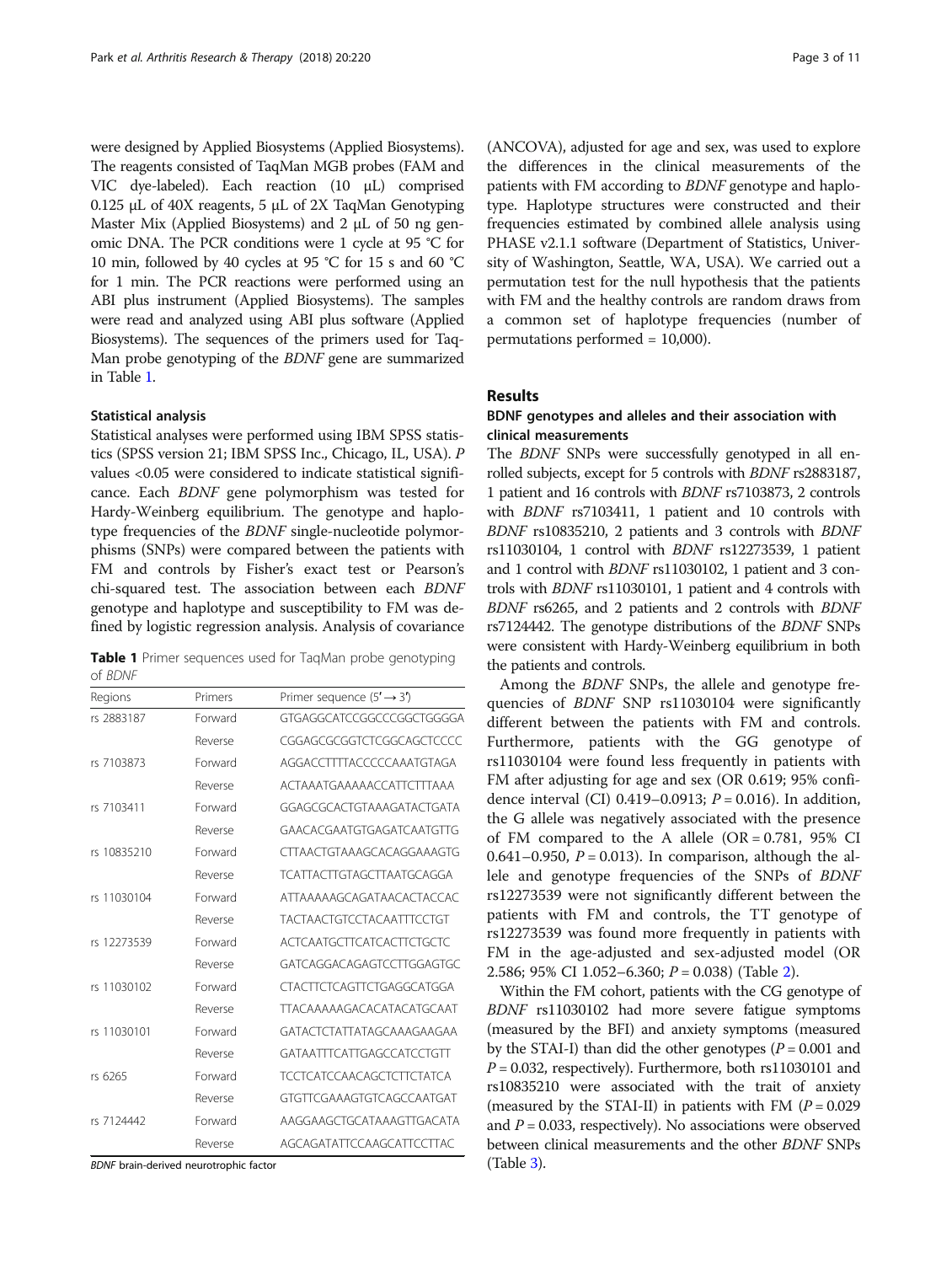were designed by Applied Biosystems (Applied Biosystems). The reagents consisted of TaqMan MGB probes (FAM and VIC dye-labeled). Each reaction (10 μL) comprised 0.125 μL of 40X reagents, 5 μL of 2X TaqMan Genotyping Master Mix (Applied Biosystems) and 2 μL of 50 ng genomic DNA. The PCR conditions were 1 cycle at 95 °C for 10 min, followed by 40 cycles at 95 °C for 15 s and 60 °C for 1 min. The PCR reactions were performed using an ABI plus instrument (Applied Biosystems). The samples were read and analyzed using ABI plus software (Applied Biosystems). The sequences of the primers used for TaqMan probe genotyping of the *BDNF* gene are summarized in Table 1.

### Statistical analysis

Statistical analyses were performed using IBM SPSS statistics (SPSS version 21; IBM SPSS Inc., Chicago, IL, USA). P values <0.05 were considered to indicate statistical significance. Each *BDNF* gene polymorphism was tested for Hardy-Weinberg equilibrium. The genotype and haplotype frequencies of the *BDNF* single-nucleotide polymorphisms (SNPs) were compared between the patients with FM and controls by Fisher's exact test or Pearson's chi-squared test. The association between each *BDNF* genotype and haplotype and susceptibility to FM was defined by logistic regression analysis. Analysis of covariance (ANCOVA), adjusted for age and sex, was used to explore the differences in the clinical measurements of the patients with FM according to *BDNF* genotype and haplotype. Haplotype structures were constructed and their frequencies estimated by combined allele analysis using PHASE v2.1.1 software (Department of Statistics, University of Washington, Seattle, WA, USA). We carried out a permutation test for the null hypothesis that the patients with FM and the healthy controls are random draws from a common set of haplotype frequencies (number of permutations performed = 10,000).

**Table 1** Primer sequences used for TaqMan probe genotyping of *BDNF*

| Regions | Primers | Primer sequence (5′ → 3′) |
|---|---|---|
| rs 2883187 | Forward | GTGAGGCATCCGGCCCGGCTGGGGA |
| | Reverse | CGGAGCGCGGTCTCGGCAGCTCCCC |
| rs 7103873 | Forward | AGGACCTTTTACCCCCAAATGTAGA |
| | Reverse | ACTAAATGAAAAACCATTCTTTAAA |
| rs 7103411 | Forward | GGAGCGCACTGTAAAGATACTGATA |
| | Reverse | GAACACGAATGTGAGATCAATGTTG |
| rs 10835210 | Forward | CTTAACTGTAAAGCACAGGAAAGTG |
| | Reverse | TCATTACTTGTAGCTTAATGCAGGA |
| rs 11030104 | Forward | ATTAAAAAGCAGATAACACTACCAC |
| | Reverse | TACTAACTGTCCTACAATTTCCTGT |
| rs 12273539 | Forward | ACTCAATGCTTCATCACTTCTGCTC |
| | Reverse | GATCAGGACAGAGTCCTTGGAGTGC |
| rs 11030102 | Forward | CTACTTCTCAGTTCTGAGGCATGGA |
| | Reverse | TTACAAAAAGACACATACATGCAAT |
| rs 11030101 | Forward | GATACTCTATTATAGCAAAGAAGAA |
| | Reverse | GATAATTTCATTGAGCCATCCTGTT |
| rs 6265 | Forward | TCCTCATCCAACAGCTCTTCTATCA |
| | Reverse | GTGTTCGAAAGTGTCAGCCAATGAT |
| rs 7124442 | Forward | AAGGAAGCTGCATAAAGTTGACATA |
| | Reverse | AGCAGATATTCCAAGCATTCCTTAC |

*BDNF* brain-derived neurotrophic factor

## Results

### BDNF genotypes and alleles and their association with clinical measurements

The *BDNF* SNPs were successfully genotyped in all enrolled subjects, except for 5 controls with *BDNF* rs2883187, 1 patient and 16 controls with *BDNF* rs7103873, 2 controls with *BDNF* rs7103411, 1 patient and 10 controls with *BDNF* rs10835210, 2 patients and 3 controls with *BDNF* rs11030104, 1 control with *BDNF* rs12273539, 1 patient and 1 control with *BDNF* rs11030102, 1 patient and 3 controls with *BDNF* rs11030101, 1 patient and 4 controls with *BDNF* rs6265, and 2 patients and 2 controls with *BDNF* rs7124442. The genotype distributions of the *BDNF* SNPs were consistent with Hardy-Weinberg equilibrium in both the patients and controls.

Among the *BDNF* SNPs, the allele and genotype frequencies of *BDNF* SNP rs11030104 were significantly different between the patients with FM and controls. Furthermore, patients with the GG genotype of rs11030104 were found less frequently in patients with FM after adjusting for age and sex (OR 0.619; 95% confidence interval (CI) 0.419–0.0913; $P = 0.016$). In addition, the G allele was negatively associated with the presence of FM compared to the A allele (OR = 0.781, 95% CI 0.641–0.950, $P = 0.013$). In comparison, although the allele and genotype frequencies of the SNPs of *BDNF* rs12273539 were not significantly different between the patients with FM and controls, the TT genotype of rs12273539 was found more frequently in patients with FM in the age-adjusted and sex-adjusted model (OR 2.586; 95% CI 1.052–6.360; $P = 0.038$) (Table 2).

Within the FM cohort, patients with the CG genotype of *BDNF* rs11030102 had more severe fatigue symptoms (measured by the BFI) and anxiety symptoms (measured by the STAI-I) than did the other genotypes ($P = 0.001$ and $P = 0.032$, respectively). Furthermore, both rs11030101 and rs10835210 were associated with the trait of anxiety (measured by the STAI-II) in patients with FM ($P = 0.029$ and $P = 0.033$, respectively). No associations were observed between clinical measurements and the other *BDNF* SNPs (Table 3).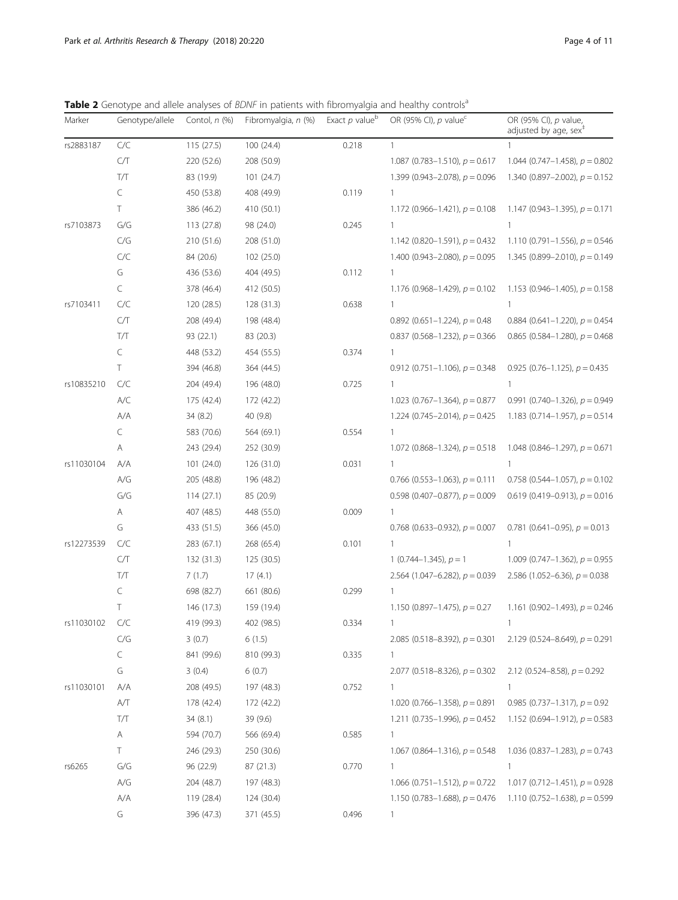**Table 2** Genotype and allele analyses of *BDNF* in patients with fibromyalgia and healthy controls[a]

| Marker | Genotype/allele | Contol, *n* (%) | Fibromyalgia, *n* (%) | Exact *p* value[b] | OR (95% CI), *p* value[c] | OR (95% CI), *p* value, adjusted by age, sex[‡] |
|---|---|---|---|---|---|---|
| rs2883187 | C/C | 115 (27.5) | 100 (24.4) | 0.218 | 1 | 1 |
| | C/T | 220 (52.6) | 208 (50.9) | | 1.087 (0.783–1.510), *p* = 0.617 | 1.044 (0.747–1.458), *p* = 0.802 |
| | T/T | 83 (19.9) | 101 (24.7) | | 1.399 (0.943–2.078), *p* = 0.096 | 1.340 (0.897–2.002), *p* = 0.152 |
| | C | 450 (53.8) | 408 (49.9) | 0.119 | 1 | |
| | T | 386 (46.2) | 410 (50.1) | | 1.172 (0.966–1.421), *p* = 0.108 | 1.147 (0.943–1.395), *p* = 0.171 |
| rs7103873 | G/G | 113 (27.8) | 98 (24.0) | 0.245 | 1 | 1 |
| | C/G | 210 (51.6) | 208 (51.0) | | 1.142 (0.820–1.591), *p* = 0.432 | 1.110 (0.791–1.556), *p* = 0.546 |
| | C/C | 84 (20.6) | 102 (25.0) | | 1.400 (0.943–2.080), *p* = 0.095 | 1.345 (0.899–2.010), *p* = 0.149 |
| | G | 436 (53.6) | 404 (49.5) | 0.112 | 1 | |
| | C | 378 (46.4) | 412 (50.5) | | 1.176 (0.968–1.429), *p* = 0.102 | 1.153 (0.946–1.405), *p* = 0.158 |
| rs7103411 | C/C | 120 (28.5) | 128 (31.3) | 0.638 | 1 | 1 |
| | C/T | 208 (49.4) | 198 (48.4) | | 0.892 (0.651–1.224), *p* = 0.48 | 0.884 (0.641–1.220), *p* = 0.454 |
| | T/T | 93 (22.1) | 83 (20.3) | | 0.837 (0.568–1.232), *p* = 0.366 | 0.865 (0.584–1.280), *p* = 0.468 |
| | C | 448 (53.2) | 454 (55.5) | 0.374 | 1 | |
| | T | 394 (46.8) | 364 (44.5) | | 0.912 (0.751–1.106), *p* = 0.348 | 0.925 (0.76–1.125), *p* = 0.435 |
| rs10835210 | C/C | 204 (49.4) | 196 (48.0) | 0.725 | 1 | 1 |
| | A/C | 175 (42.4) | 172 (42.2) | | 1.023 (0.767–1.364), *p* = 0.877 | 0.991 (0.740–1.326), *p* = 0.949 |
| | A/A | 34 (8.2) | 40 (9.8) | | 1.224 (0.745–2.014), *p* = 0.425 | 1.183 (0.714–1.957), *p* = 0.514 |
| | C | 583 (70.6) | 564 (69.1) | 0.554 | 1 | |
| | A | 243 (29.4) | 252 (30.9) | | 1.072 (0.868–1.324), *p* = 0.518 | 1.048 (0.846–1.297), *p* = 0.671 |
| rs11030104 | A/A | 101 (24.0) | 126 (31.0) | 0.031 | 1 | 1 |
| | A/G | 205 (48.8) | 196 (48.2) | | 0.766 (0.553–1.063), *p* = 0.111 | 0.758 (0.544–1.057), *p* = 0.102 |
| | G/G | 114 (27.1) | 85 (20.9) | | 0.598 (0.407–0.877), *p* = 0.009 | 0.619 (0.419–0.913), *p* = 0.016 |
| | A | 407 (48.5) | 448 (55.0) | 0.009 | 1 | |
| | G | 433 (51.5) | 366 (45.0) | | 0.768 (0.633–0.932), *p* = 0.007 | 0.781 (0.641–0.95), *p* = 0.013 |
| rs12273539 | C/C | 283 (67.1) | 268 (65.4) | 0.101 | 1 | 1 |
| | C/T | 132 (31.3) | 125 (30.5) | | 1 (0.744–1.345), *p* = 1 | 1.009 (0.747–1.362), *p* = 0.955 |
| | T/T | 7 (1.7) | 17 (4.1) | | 2.564 (1.047–6.282), *p* = 0.039 | 2.586 (1.052–6.36), *p* = 0.038 |
| | C | 698 (82.7) | 661 (80.6) | 0.299 | 1 | |
| | T | 146 (17.3) | 159 (19.4) | | 1.150 (0.897–1.475), *p* = 0.27 | 1.161 (0.902–1.493), *p* = 0.246 |
| rs11030102 | C/C | 419 (99.3) | 402 (98.5) | 0.334 | 1 | 1 |
| | C/G | 3 (0.7) | 6 (1.5) | | 2.085 (0.518–8.392), *p* = 0.301 | 2.129 (0.524–8.649), *p* = 0.291 |
| | C | 841 (99.6) | 810 (99.3) | 0.335 | 1 | |
| | G | 3 (0.4) | 6 (0.7) | | 2.077 (0.518–8.326), *p* = 0.302 | 2.12 (0.524–8.58), *p* = 0.292 |
| rs11030101 | A/A | 208 (49.5) | 197 (48.3) | 0.752 | 1 | 1 |
| | A/T | 178 (42.4) | 172 (42.2) | | 1.020 (0.766–1.358), *p* = 0.891 | 0.985 (0.737–1.317), *p* = 0.92 |
| | T/T | 34 (8.1) | 39 (9.6) | | 1.211 (0.735–1.996), *p* = 0.452 | 1.152 (0.694–1.912), *p* = 0.583 |
| | A | 594 (70.7) | 566 (69.4) | 0.585 | 1 | |
| | T | 246 (29.3) | 250 (30.6) | | 1.067 (0.864–1.316), *p* = 0.548 | 1.036 (0.837–1.283), *p* = 0.743 |
| rs6265 | G/G | 96 (22.9) | 87 (21.3) | 0.770 | 1 | 1 |
| | A/G | 204 (48.7) | 197 (48.3) | | 1.066 (0.751–1.512), *p* = 0.722 | 1.017 (0.712–1.451), *p* = 0.928 |
| | A/A | 119 (28.4) | 124 (30.4) | | 1.150 (0.783–1.688), *p* = 0.476 | 1.110 (0.752–1.638), *p* = 0.599 |
| | G | 396 (47.3) | 371 (45.5) | 0.496 | 1 | |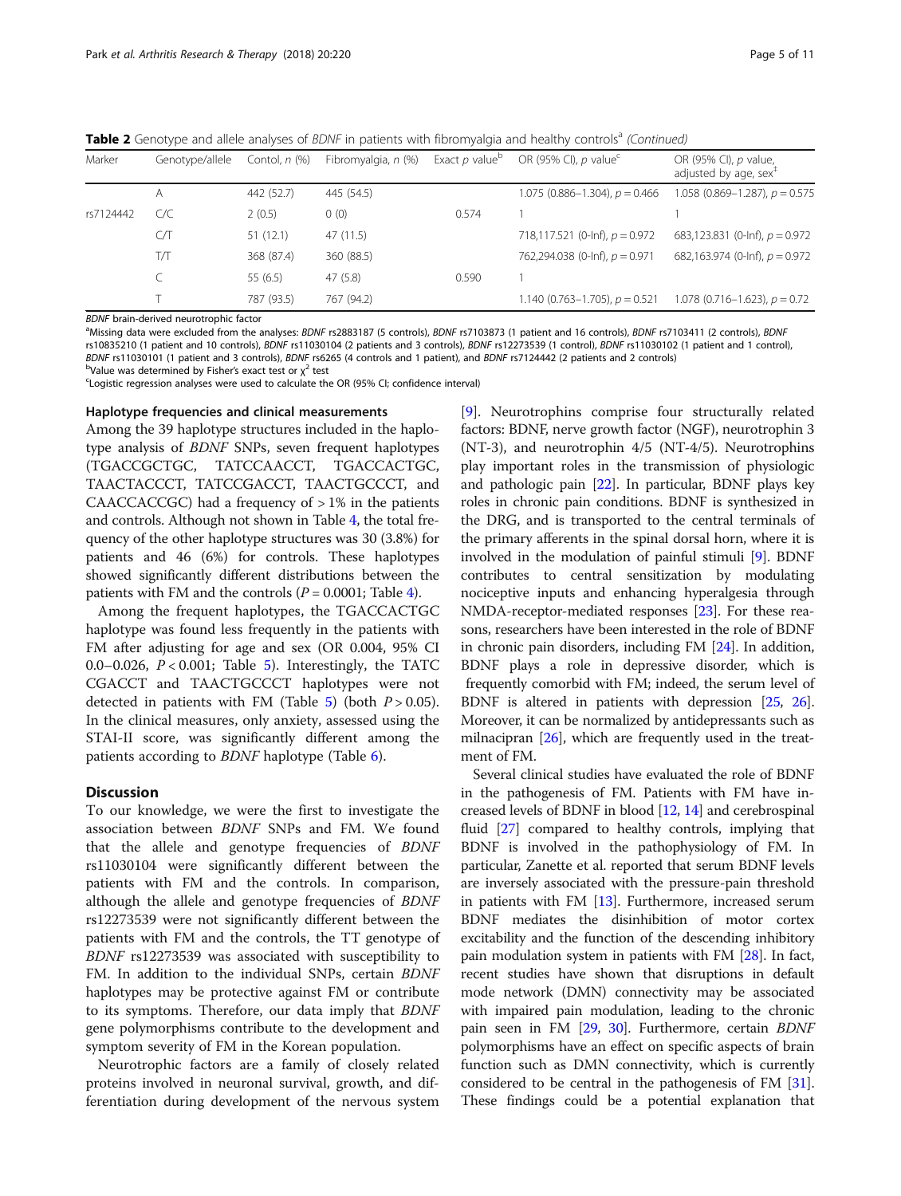**Table 2** Genotype and allele analyses of *BDNF* in patients with fibromyalgia and healthy controls[a] *(Continued)*

| Marker | Genotype/allele | Contol, n (%) | Fibromyalgia, n (%) | Exact p value[b] | OR (95% CI), p value[c] | OR (95% CI), p value, adjusted by age, sex[‡] |
|---|---|---|---|---|---|---|
| | A | 442 (52.7) | 445 (54.5) | | 1.075 (0.886–1.304), p = 0.466 | 1.058 (0.869–1.287), p = 0.575 |
| rs7124442 | C/C | 2 (0.5) | 0 (0) | 0.574 | 1 | 1 |
| | C/T | 51 (12.1) | 47 (11.5) | | 718,117.521 (0-Inf), p = 0.972 | 683,123.831 (0-Inf), p = 0.972 |
| | T/T | 368 (87.4) | 360 (88.5) | | 762,294.038 (0-Inf), p = 0.971 | 682,163.974 (0-Inf), p = 0.972 |
| | C | 55 (6.5) | 47 (5.8) | 0.590 | 1 | |
| | T | 787 (93.5) | 767 (94.2) | | 1.140 (0.763–1.705), p = 0.521 | 1.078 (0.716–1.623), p = 0.72 |

*BDNF* brain-derived neurotrophic factor

[a]Missing data were excluded from the analyses: *BDNF* rs2883187 (5 controls), *BDNF* rs7103873 (1 patient and 16 controls), *BDNF* rs7103411 (2 controls), *BDNF* rs10835210 (1 patient and 10 controls), *BDNF* rs11030104 (2 patients and 3 controls), *BDNF* rs12273539 (1 control), *BDNF* rs11030102 (1 patient and 1 control), *BDNF* rs11030101 (1 patient and 3 controls), *BDNF* rs6265 (4 controls and 1 patient), and *BDNF* rs7124442 (2 patients and 2 controls)

[b]Value was determined by Fisher's exact test or $\chi^2$ test

[c]Logistic regression analyses were used to calculate the OR (95% CI; confidence interval)

#### Haplotype frequencies and clinical measurements

Among the 39 haplotype structures included in the haplotype analysis of *BDNF* SNPs, seven frequent haplotypes (TGACCGCTGC, TATCCAACCT, TGACCACTGC, TAACTACCCT, TATCCGACCT, TAACTGCCCT, and CAACCACCGC) had a frequency of > 1% in the patients and controls. Although not shown in Table 4, the total frequency of the other haplotype structures was 30 (3.8%) for patients and 46 (6%) for controls. These haplotypes showed significantly different distributions between the patients with FM and the controls ($P = 0.0001$; Table 4).

Among the frequent haplotypes, the TGACCACTGC haplotype was found less frequently in the patients with FM after adjusting for age and sex (OR 0.004, 95% CI 0.0–0.026, $P < 0.001$; Table 5). Interestingly, the TATCCGACCT and TAACTGCCCT haplotypes were not detected in patients with FM (Table 5) (both $P > 0.05$). In the clinical measures, only anxiety, assessed using the STAI-II score, was significantly different among the patients according to *BDNF* haplotype (Table 6).

## Discussion

To our knowledge, we were the first to investigate the association between *BDNF* SNPs and FM. We found that the allele and genotype frequencies of *BDNF* rs11030104 were significantly different between the patients with FM and the controls. In comparison, although the allele and genotype frequencies of *BDNF* rs12273539 were not significantly different between the patients with FM and the controls, the TT genotype of *BDNF* rs12273539 was associated with susceptibility to FM. In addition to the individual SNPs, certain *BDNF* haplotypes may be protective against FM or contribute to its symptoms. Therefore, our data imply that *BDNF* gene polymorphisms contribute to the development and symptom severity of FM in the Korean population.

Neurotrophic factors are a family of closely related proteins involved in neuronal survival, growth, and differentiation during development of the nervous system [9]. Neurotrophins comprise four structurally related factors: BDNF, nerve growth factor (NGF), neurotrophin 3 (NT-3), and neurotrophin 4/5 (NT-4/5). Neurotrophins play important roles in the transmission of physiologic and pathologic pain [22]. In particular, BDNF plays key roles in chronic pain conditions. BDNF is synthesized in the DRG, and is transported to the central terminals of the primary afferents in the spinal dorsal horn, where it is involved in the modulation of painful stimuli [9]. BDNF contributes to central sensitization by modulating nociceptive inputs and enhancing hyperalgesia through NMDA-receptor-mediated responses [23]. For these reasons, researchers have been interested in the role of BDNF in chronic pain disorders, including FM [24]. In addition, BDNF plays a role in depressive disorder, which is frequently comorbid with FM; indeed, the serum level of BDNF is altered in patients with depression [25, 26]. Moreover, it can be normalized by antidepressants such as milnacipran [26], which are frequently used in the treatment of FM.

Several clinical studies have evaluated the role of BDNF in the pathogenesis of FM. Patients with FM have increased levels of BDNF in blood [12, 14] and cerebrospinal fluid [27] compared to healthy controls, implying that BDNF is involved in the pathophysiology of FM. In particular, Zanette et al. reported that serum BDNF levels are inversely associated with the pressure-pain threshold in patients with FM [13]. Furthermore, increased serum BDNF mediates the disinhibition of motor cortex excitability and the function of the descending inhibitory pain modulation system in patients with FM [28]. In fact, recent studies have shown that disruptions in default mode network (DMN) connectivity may be associated with impaired pain modulation, leading to the chronic pain seen in FM [29, 30]. Furthermore, certain *BDNF* polymorphisms have an effect on specific aspects of brain function such as DMN connectivity, which is currently considered to be central in the pathogenesis of FM [31]. These findings could be a potential explanation that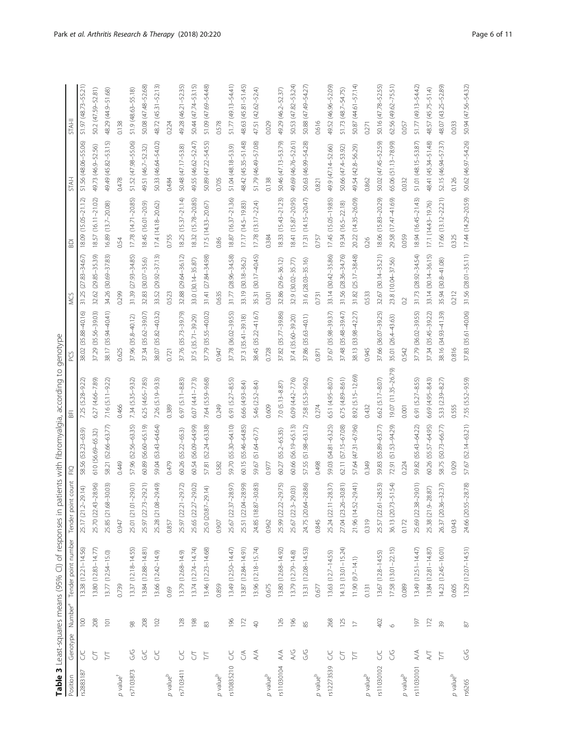**Table 3** Least-squares means (95% CI) of responses in patients with fibromyalgia, according to genotype

| Position | Genotype | Number[a] | Tender point number | Tender point count | FIQ | BFI | PCS | MCS | BDI | STAI-I | STAI-II |
|---|---|---|---|---|---|---|---|---|---|---|---|
| rs2883187 | C/C | 100 | 13.38 (12.21–14.56) | 25.17 (21.2–29.14) | 58.56 (53.23–63.9) | 7.25 (5.28–9.22) | 38.02 (35.88–40.16) | 31.25 (27.83–34.67) | 18.09 (15.05–21.12) | 51.56 (48.06–55.06) | 51.97 (48.73–55.21) |
| | C/T | 208 | 13.80 (12.83–14.77) | 25.70 (22.43–28.96) | 61.0 (56.69–65.32) | 6.27 (4.66–7.89) | 37.29 (35.56–39.03) | 32.62 (29.85–35.39) | 18.57 (16.11–21.02) | 49.73 (46.9–52.56) | 50.2 (47.59–52.81) |
| | T/T | 101 | 13.77 (12.54–15.0) | 25.85 (21.68–30.03) | 58.21 (52.66–63.77) | 7.16 (5.11–9.22) | 38.17 (35.94–40.41) | 34.26 (30.69–37.83) | 16.89 (13.7–20.08) | 49.49 (45.82–53.15) | 48.29 (44.9–51.68) |
| *p* value[b] | | | 0.739 | 0.947 | 0.449 | 0.466 | 0.625 | 0.299 | 0.54 | 0.478 | 0.138 |
| rs7103873 | G/G | 98 | 13.37 (12.18–14.55) | 25.01 (21.01–29.01) | 57.96 (52.56–63.35) | 7.34 (5.35–9.32) | 37.96 (35.8–40.12) | 31.39 (27.93–34.85) | 17.78 (14.71–20.85) | 51.52 (47.98–55.06) | 51.9 (48.63–55.18) |
| | G/C | 208 | 13.84 (12.88–14.81) | 25.97 (22.73–29.21) | 60.89 (56.60–65.19) | 6.25 (4.65–7.85) | 37.34 (35.62–39.07) | 32.83 (30.07–35.6) | 18.45 (16.01–20.9) | 49.51 (46.7–52.32) | 50.08 (47.48–52.68) |
| | C/C | 102 | 13.66 (12.42–14.9) | 25.28 (21.08–29.49) | 59.04 (53.43–64.64) | 7.26 (5.19–9.33) | 38.07 (35.82–40.32) | 33.52 (29.92–37.13) | 17.4 (14.18–20.62) | 50.33 (46.64–54.02) | 48.72 (45.31–52.13) |
| *p* value[b] | | | 0.69 | 0.857 | 0.479 | 0.389 | 0.721 | 0.523 | 0.755 | 0.484 | 0.224 |
| rs7103411 | C/C | 128 | 13.79 (12.68–14.9) | 25.97 (22.21–29.72) | 60.26 (55.22–65.3) | 6.97 (5.11–8.83) | 37.76 (35.73–39.79) | 32.88 (29.64–36.12) | 18.25 (15.37–21.14) | 50.48 (47.17–53.8) | 49.28 (46.21–52.35) |
| | C/T | 198 | 13.74 (12.74–14.74) | 25.65 (22.27–29.02) | 60.54 (56.09–64.99) | 6.07 (4.41–7.73) | 37.5 (35.71–39.29) | 33.0 (30.14–35.87) | 18.32 (15.78–20.85) | 49.55 (46.62–52.47) | 50.44 (47.74–53.15) |
| | T/T | 83 | 13.46 (12.23–14.68) | 25.0 (20.87–29.14) | 57.81 (52.24–63.38) | 7.64 (5.59–9.68) | 37.79 (35.55–40.02) | 31.41 (27.84–34.98) | 17.5 (14.33–20.67) | 50.89 (47.22–54.55) | 51.09 (47.69–54.48) |
| *p* value[b] | | | 0.859 | 0.907 | 0.582 | 0.249 | 0.947 | 0.635 | 0.86 | 0.705 | 0.578 |
| rs10835210 | C/C | 196 | 13.49 (12.50–14.47) | 25.67 (22.37–28.97) | 59.70 (55.30–64.10) | 6.91 (5.27–8.55) | 37.78 (36.02–39.55) | 31.77 (28.96–34.58) | 18.87 (16.37–21.36) | 51.04 (48.18–53.9) | 51.77 (49.13–54.41) |
| | C/A | 172 | 13.87 (12.84–14.91) | 25.51 (22.04–28.99) | 60.15 (55.46–64.85) | 6.66 (4.93–8.4) | 37.3 (35.41–39.18) | 33.19 (30.18–36.2) | 17.17 (14.5–19.83) | 48.42 (45.35–51.48) | 48.63 (45.81–51.45) |
| | A/A | 40 | 13.96 (12.18–15.74) | 24.85 (18.87–30.83) | 59.67 (51.64–67.7) | 5.46 (2.52–8.4) | 38.45 (35.22–41.67) | 35.31 (30.17–40.45) | 17.78 (13.17–22.4) | 51.79 (46.49–57.08) | 47.51 (42.62–52.4) |
| *p* value[b] | | | 0.675 | 0.962 | 0.977 | 0.609 | 0.728 | 0.301 | 0.384 | 0.138 | 0.029 |
| rs11030104 | A/A | 126 | 13.80 (12.68–14.92) | 25.99 (22.22–29.75) | 60.27 (55.2–65.35) | 7.0 (5.13–8.87) | 37.82 (35.77–39.86) | 32.86 (29.6–36.12) | 18.33 (15.43–21.23) | 50.46 (47.13–53.79) | 49.29 (46.2–52.37) |
| | A/G | 196 | 13.79 (12.79–14.8) | 25.67 (22.3–29.03) | 60.66 (56.19–65.13) | 6.09 (4.42–7.76) | 37.4 (35.60–39.20) | 32.9 (30.02–35.77) | 18.41 (15.87–20.95) | 49.69 (46.76–52.61) | 50.53 (47.82–53.24) |
| | G/G | 85 | 13.31 (12.08–14.53) | 24.75 (20.64–28.86) | 57.55 (51.98–63.12) | 7.58 (5.53–9.62) | 37.86 (35.63–40.1) | 31.6 (28.03–35.16) | 17.31 (14.15–20.47) | 50.63 (46.99–54.28) | 50.88 (47.49–54.27) |
| *p* value[b] | | | 0.677 | 0.845 | 0.498 | 0.274 | 0.871 | 0.731 | 0.757 | 0.821 | 0.616 |
| rs12273539 | C/C | 268 | 13.63 (12.7–14.55) | 25.24 (22.11–28.37) | 59.03 (54.81–63.25) | 6.51 (4.95–8.07) | 37.67 (35.98–39.37) | 33.14 (30.42–35.86) | 17.45 (15.05–19.85) | 49.9 (47.14–52.66) | 49.52 (46.96–52.09) |
| | C/T | 125 | 14.13 (13.01–15.24) | 27.04 (23.26–30.81) | 62.11 (57.15–67.08) | 6.75 (4.89–8.61) | 37.48 (35.48–39.47) | 31.56 (28.36–34.76) | 19.34 (16.5–22.18) | 50.66 (47.4–53.92) | 51.73 (48.7–54.75) |
| | T/T | 17 | 11.90 (9.7–14.1) | 21.96 (14.52–29.41) | 57.64 (47.31–67.96) | 8.92 (5.15–12.69) | 38.13 (33.98–42.27) | 31.82 (25.17–38.48) | 20.22 (14.35–26.09) | 49.54 (42.8–56.29) | 50.87 (44.61–57.14) |
| *p* value[b] | | | 0.131 | 0.319 | 0.349 | 0.432 | 0.945 | 0.533 | 0.26 | 0.862 | 0.271 |
| rs11030102 | C/C | 402 | 13.67 (12.8–14.55) | 25.57 (22.61–28.53) | 59.83 (55.89–63.77) | 6.62 (5.17–8.07) | 37.66 (36.07–39.25) | 32.67 (30.14–35.21) | 18.06 (15.83–20.29) | 50.02 (47.45–52.59) | 50.16 (47.78–52.55) |
| | C/G | 6 | 17.58 (13.01–22.15) | 36.13 (20.73–51.54) | 72.91 (51.53–94.29) | 19.07 (11.35–26.79) | 35.01 (26.4–43.63) | 23.8 (10.04–37.56) | 29.58 (17.47–41.69) | 65.06 (51.13–78.99) | 62.56 (49.62–75.51) |
| *p* value[b] | | | 0.089 | 0.172 | 0.224 | 0.001 | 0.542 | 0.2 | 0.059 | 0.032 | 0.057 |
| rs11030101 | A/A | 197 | 13.49 (12.51–14.47) | 25.69 (22.38–29.01) | 59.82 (55.43–64.22) | 6.91 (5.27–8.55) | 37.79 (36.02–39.55) | 31.73 (28.92–34.54) | 18.94 (16.45–21.43) | 51.01 (48.15–53.87) | 51.77 (49.13–54.42) |
| | A/T | 172 | 13.84 (12.81–14.87) | 25.38 (21.9–28.87) | 60.26 (55.57–64.95) | 6.69 (4.95–8.43) | 37.34 (35.45–39.22) | 33.14 (30.14–36.15) | 17.1 (14.43–19.76) | 48.41 (45.34–51.48) | 48.57 (45.75–51.4) |
| | T/T | 39 | 14.23 (12.45–16.01) | 26.37 (20.36–32.37) | 58.75 (50.73–66.77) | 5.33 (2.39–8.27) | 38.16 (34.93–41.39) | 35.94 (30.8–41.08) | 17.66 (13.12–22.21) | 52.15 (46.94–57.37) | 48.07 (43.25–52.89) |
| *p* value[b] | | | 0.605 | 0.943 | 0.929 | 0.555 | 0.816 | 0.212 | 0.325 | 0.126 | 0.033 |
| rs6265 | G/G | 87 | 13.29 (12.07–14.51) | 24.66 (20.55–28.78) | 57.67 (52.14–63.21) | 7.55 (5.52–9.59) | 37.83 (35.61–40.06) | 31.56 (28.01–35.11) | 17.44 (14.29–20.59) | 50.62 (46.97–54.26) | 50.94 (47.56–54.32) |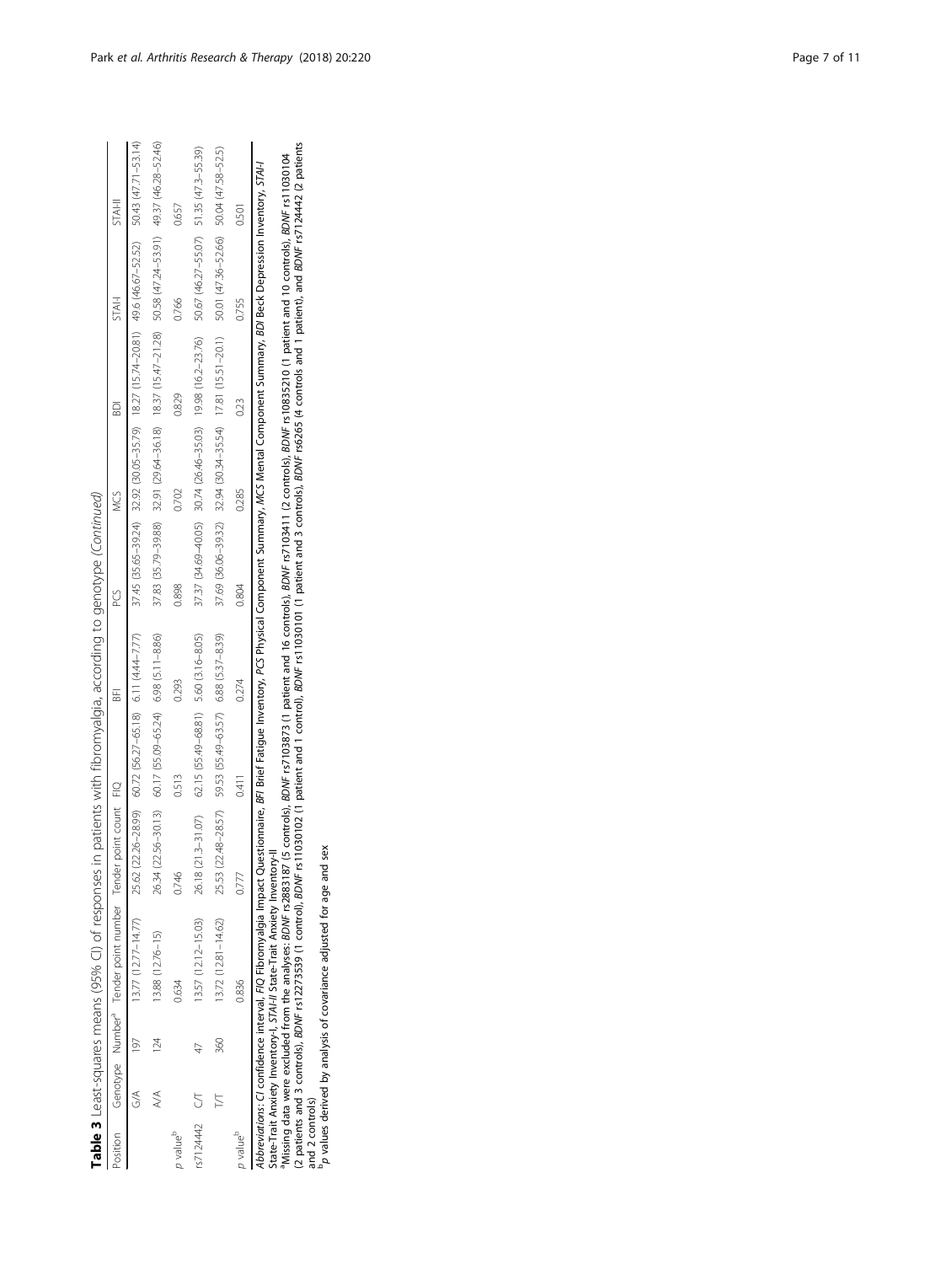**Table 3** Least-squares means (95% CI) of responses in patients with fibromyalgia, according to genotype *(Continued)*

| Position | Genotype | Number[a] | Tender point number | Tender point count | FIQ | BFI | PCS | MCS | BDI | STAI-I | STAI-II |
|---|---|---|---|---|---|---|---|---|---|---|---|
| | G/A | 197 | 13.77 (12.77–14.77) | 25.62 (22.26–28.99) | 60.72 (56.27–65.18) | 6.11 (4.44–7.77) | 37.45 (35.65–39.24) | 32.92 (30.05–35.79) | 18.27 (15.74–20.81) | 49.6 (46.67–52.52) | 50.43 (47.71–53.14) |
| | A/A | 124 | 13.88 (12.76–15) | 26.34 (22.56–30.13) | 60.17 (55.09–65.24) | 6.98 (5.11–8.86) | 37.83 (35.79–39.88) | 32.91 (29.64–36.18) | 18.37 (15.47–21.28) | 50.58 (47.24–53.91) | 49.37 (46.28–52.46) |
| *p* value[b] | | | 0.634 | 0.746 | 0.513 | 0.293 | 0.898 | 0.702 | 0.829 | 0.766 | 0.657 |
| rs7124442 | C/T | 47 | 13.57 (12.12–15.03) | 26.18 (21.3–31.07) | 62.15 (55.49–68.81) | 5.60 (3.16–8.05) | 37.37 (34.69–40.05) | 30.74 (26.46–35.03) | 19.98 (16.2–23.76) | 50.67 (46.27–55.07) | 51.35 (47.3–55.39) |
| | T/T | 360 | 13.72 (12.81–14.62) | 25.53 (22.48–28.57) | 59.53 (55.49–63.57) | 6.88 (5.37–8.39) | 37.69 (36.06–39.32) | 32.94 (30.34–35.54) | 17.81 (15.51–20.1) | 50.01 (47.36–52.66) | 50.04 (47.58–52.5) |
| *p* value[b] | | | 0.836 | 0.777 | 0.411 | 0.274 | 0.804 | 0.285 | 0.23 | 0.755 | 0.501 |

*Abbreviations*: *CI* confidence interval, *FIQ* Fibromyalgia Impact Questionnaire, *BFI* Brief Fatigue Inventory, *PCS* Physical Component Summary, *MCS* Mental Component Summary, *BDI* Beck Depression Inventory, *STAI-I* State-Trait Anxiety Inventory-I, *STAI-II* State-Trait Anxiety Inventory-II

[a]Missing data were excluded from the analyses: *BDNF* rs2883187 (5 controls), *BDNF* rs7103873 (1 patient and 16 controls), *BDNF* rs7103411 (2 controls), *BDNF* rs10835210 (1 patient and 10 controls), *BDNF* rs11030104 (2 patients and 3 controls), *BDNF* rs12273539 (1 control), *BDNF* rs11030102 (1 patient and 1 control), *BDNF* rs11030101 (1 patient and 3 controls), *BDNF* rs6265 (4 controls and 1 patient), and *BDNF* rs7124442 (2 patients and 2 controls)

[b]*p* values derived by analysis of covariance adjusted for age and sex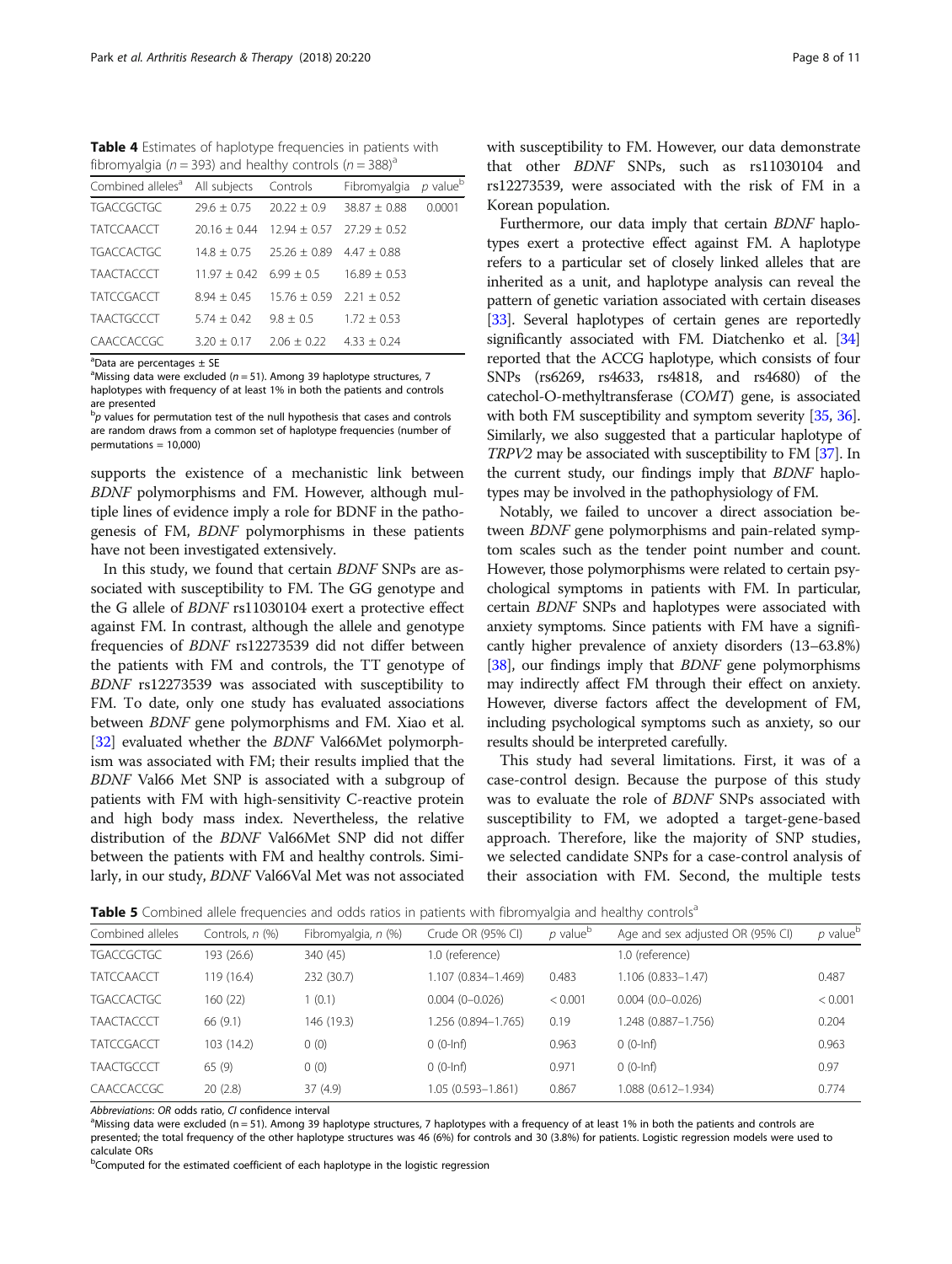**Table 4** Estimates of haplotype frequencies in patients with fibromyalgia ($n = 393$) and healthy controls ($n = 388$)[a]

| Combined alleles[a] | All subjects | Controls | Fibromyalgia | p value[b] |
|---|---|---|---|---|
| TGACCGCTGC | 29.6 ± 0.75 | 20.22 ± 0.9 | 38.87 ± 0.88 | 0.0001 |
| TATCCAACCT | 20.16 ± 0.44 | 12.94 ± 0.57 | 27.29 ± 0.52 | |
| TGACCACTGC | 14.8 ± 0.75 | 25.26 ± 0.89 | 4.47 ± 0.88 | |
| TAACTACCCT | 11.97 ± 0.42 | 6.99 ± 0.5 | 16.89 ± 0.53 | |
| TATCCGACCT | 8.94 ± 0.45 | 15.76 ± 0.59 | 2.21 ± 0.52 | |
| TAACTGCCCT | 5.74 ± 0.42 | 9.8 ± 0.5 | 1.72 ± 0.53 | |
| CAACCACCGC | 3.20 ± 0.17 | 2.06 ± 0.22 | 4.33 ± 0.24 | |

[a]Data are percentages ± SE
[a]Missing data were excluded ($n = 51$). Among 39 haplotype structures, 7 haplotypes with frequency of at least 1% in both the patients and controls are presented
[b]*p* values for permutation test of the null hypothesis that cases and controls are random draws from a common set of haplotype frequencies (number of permutations = 10,000)

supports the existence of a mechanistic link between *BDNF* polymorphisms and FM. However, although multiple lines of evidence imply a role for BDNF in the pathogenesis of FM, *BDNF* polymorphisms in these patients have not been investigated extensively.

In this study, we found that certain *BDNF* SNPs are associated with susceptibility to FM. The GG genotype and the G allele of *BDNF* rs11030104 exert a protective effect against FM. In contrast, although the allele and genotype frequencies of *BDNF* rs12273539 did not differ between the patients with FM and controls, the TT genotype of *BDNF* rs12273539 was associated with susceptibility to FM. To date, only one study has evaluated associations between *BDNF* gene polymorphisms and FM. Xiao et al. [32] evaluated whether the *BDNF* Val66Met polymorphism was associated with FM; their results implied that the *BDNF* Val66 Met SNP is associated with a subgroup of patients with FM with high-sensitivity C-reactive protein and high body mass index. Nevertheless, the relative distribution of the *BDNF* Val66Met SNP did not differ between the patients with FM and healthy controls. Similarly, in our study, *BDNF* Val66Val Met was not associated with susceptibility to FM. However, our data demonstrate that other *BDNF* SNPs, such as rs11030104 and rs12273539, were associated with the risk of FM in a Korean population.

Furthermore, our data imply that certain *BDNF* haplotypes exert a protective effect against FM. A haplotype refers to a particular set of closely linked alleles that are inherited as a unit, and haplotype analysis can reveal the pattern of genetic variation associated with certain diseases [33]. Several haplotypes of certain genes are reportedly significantly associated with FM. Diatchenko et al. [34] reported that the ACCG haplotype, which consists of four SNPs (rs6269, rs4633, rs4818, and rs4680) of the catechol-O-methyltransferase (*COMT*) gene, is associated with both FM susceptibility and symptom severity [35, 36]. Similarly, we also suggested that a particular haplotype of *TRPV2* may be associated with susceptibility to FM [37]. In the current study, our findings imply that *BDNF* haplotypes may be involved in the pathophysiology of FM.

Notably, we failed to uncover a direct association between *BDNF* gene polymorphisms and pain-related symptom scales such as the tender point number and count. However, those polymorphisms were related to certain psychological symptoms in patients with FM. In particular, certain *BDNF* SNPs and haplotypes were associated with anxiety symptoms. Since patients with FM have a significantly higher prevalence of anxiety disorders (13–63.8%) [38], our findings imply that *BDNF* gene polymorphisms may indirectly affect FM through their effect on anxiety. However, diverse factors affect the development of FM, including psychological symptoms such as anxiety, so our results should be interpreted carefully.

This study had several limitations. First, it was of a case-control design. Because the purpose of this study was to evaluate the role of *BDNF* SNPs associated with susceptibility to FM, we adopted a target-gene-based approach. Therefore, like the majority of SNP studies, we selected candidate SNPs for a case-control analysis of their association with FM. Second, the multiple tests

**Table 5** Combined allele frequencies and odds ratios in patients with fibromyalgia and healthy controls[a]

| Combined alleles | Controls, n (%) | Fibromyalgia, n (%) | Crude OR (95% CI) | p value[b] | Age and sex adjusted OR (95% CI) | p value[b] |
|---|---|---|---|---|---|---|
| TGACCGCTGC | 193 (26.6) | 340 (45) | 1.0 (reference) | | 1.0 (reference) | |
| TATCCAACCT | 119 (16.4) | 232 (30.7) | 1.107 (0.834–1.469) | 0.483 | 1.106 (0.833–1.47) | 0.487 |
| TGACCACTGC | 160 (22) | 1 (0.1) | 0.004 (0–0.026) | < 0.001 | 0.004 (0.0–0.026) | < 0.001 |
| TAACTACCCT | 66 (9.1) | 146 (19.3) | 1.256 (0.894–1.765) | 0.19 | 1.248 (0.887–1.756) | 0.204 |
| TATCCGACCT | 103 (14.2) | 0 (0) | 0 (0-Inf) | 0.963 | 0 (0-Inf) | 0.963 |
| TAACTGCCCT | 65 (9) | 0 (0) | 0 (0-Inf) | 0.971 | 0 (0-Inf) | 0.97 |
| CAACCACCGC | 20 (2.8) | 37 (4.9) | 1.05 (0.593–1.861) | 0.867 | 1.088 (0.612–1.934) | 0.774 |

*Abbreviations*: *OR* odds ratio, *CI* confidence interval
[a]Missing data were excluded (n = 51). Among 39 haplotype structures, 7 haplotypes with a frequency of at least 1% in both the patients and controls are presented; the total frequency of the other haplotype structures was 46 (6%) for controls and 30 (3.8%) for patients. Logistic regression models were used to calculate ORs
[b]Computed for the estimated coefficient of each haplotype in the logistic regression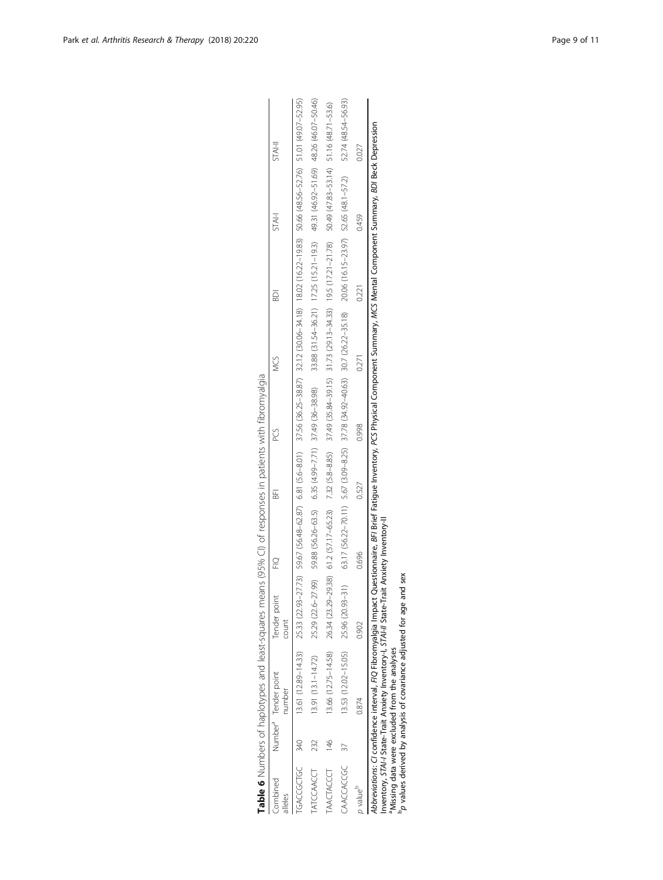**Table 6** Numbers of haplotypes and least-squares means (95% CI) of responses in patients with fibromyalgia

| Combined alleles | Number[a] | Tender point number | Tender point count | FIQ | BFI | PCS | MCS | BDI | STAI-I | STAI-II |
|---|---|---|---|---|---|---|---|---|---|---|
| TGACCGCTGC | 340 | 13.61 (12.89–14.33) | 25.33 (22.93–27.73) | 59.67 (56.48–62.87) | 6.81 (5.6–8.01) | 37.56 (36.25–38.87) | 32.12 (30.06–34.18) | 18.02 (16.22–19.83) | 50.66 (48.56–52.76) | 51.01 (49.07–52.95) |
| TATCCAACCT | 232 | 13.91 (13.1–14.72) | 25.29 (22.6–27.99) | 59.88 (56.26–63.5) | 6.35 (4.99–7.71) | 37.49 (36–38.98) | 33.88 (31.54–36.21) | 17.25 (15.21–19.3) | 49.31 (46.92–51.69) | 48.26 (46.07–50.46) |
| TAACTACCCT | 146 | 13.66 (12.75–14.58) | 26.34 (23.29–29.38) | 61.2 (57.17–65.23) | 7.32 (5.8–8.85) | 37.49 (35.84–39.15) | 31.73 (29.13–34.33) | 19.5 (17.21–21.78) | 50.49 (47.83–53.14) | 51.16 (48.71–53.6) |
| CAACCACCGC | 37 | 13.53 (12.02–15.05) | 25.96 (20.93–31) | 63.17 (56.22–70.11) | 5.67 (3.09–8.25) | 37.78 (34.92–40.63) | 30.7 (26.22–35.18) | 20.06 (16.15–23.97) | 52.65 (48.1–57.2) | 52.74 (48.54–56.93) |
| *p* value[b] | | 0.874 | 0.902 | 0.696 | 0.527 | 0.998 | 0.271 | 0.221 | 0.459 | 0.027 |

*Abbreviations*: *CI* confidence interval, *FIQ* Fibromyalgia Impact Questionnaire, *BFI* Brief Fatigue Inventory, *PCS* Physical Component Summary, *MCS* Mental Component Summary, *BDI* Beck Depression Inventory, *STAI-I* State-Trait Anxiety Inventory-I, *STAI-II* State-Trait Anxiety Inventory-II

[a]Missing data were excluded from the analyses

[b]*p* values derived by analysis of covariance adjusted for age and sex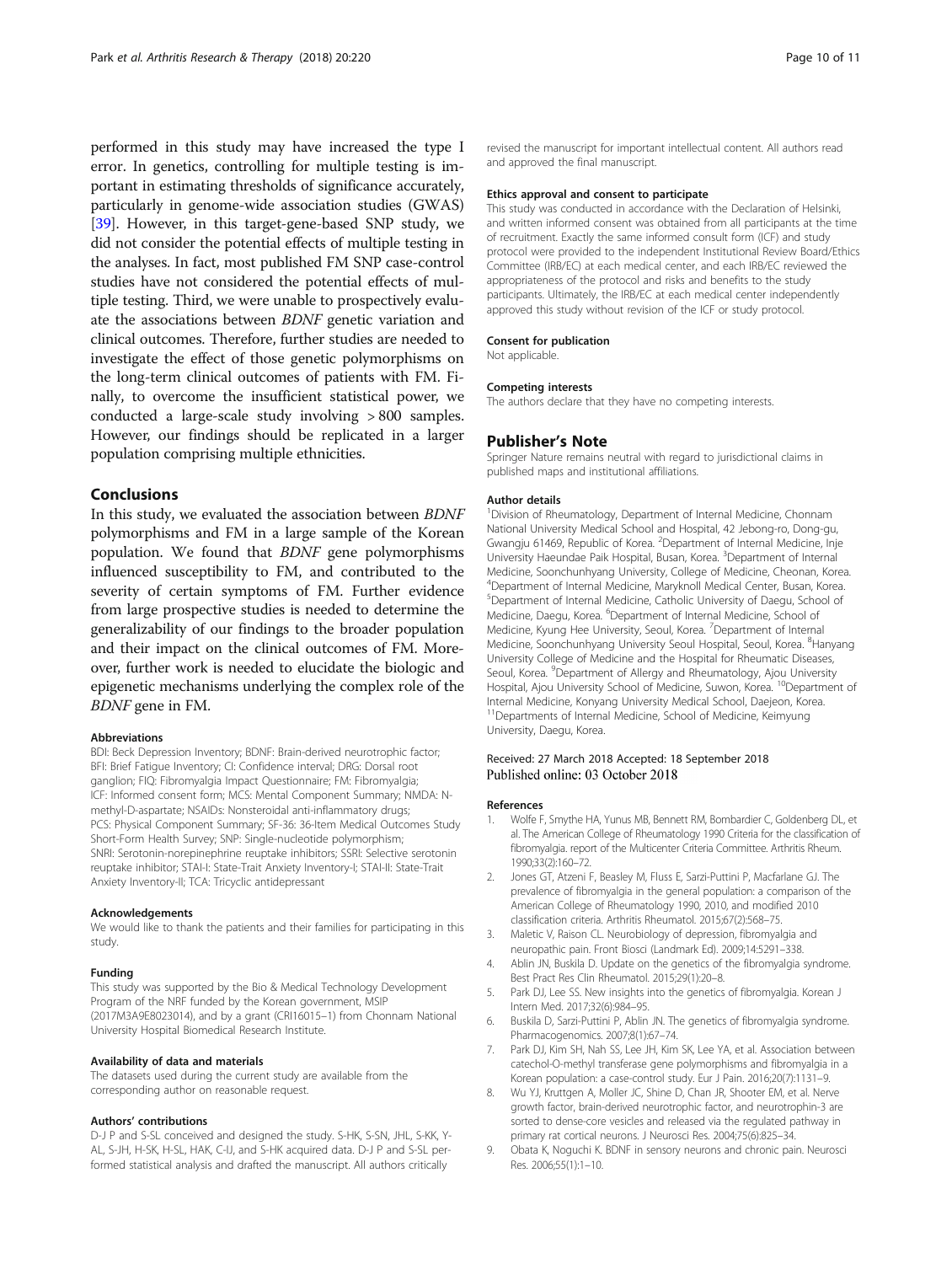performed in this study may have increased the type I error. In genetics, controlling for multiple testing is important in estimating thresholds of significance accurately, particularly in genome-wide association studies (GWAS) [39]. However, in this target-gene-based SNP study, we did not consider the potential effects of multiple testing in the analyses. In fact, most published FM SNP case-control studies have not considered the potential effects of multiple testing. Third, we were unable to prospectively evaluate the associations between *BDNF* genetic variation and clinical outcomes. Therefore, further studies are needed to investigate the effect of those genetic polymorphisms on the long-term clinical outcomes of patients with FM. Finally, to overcome the insufficient statistical power, we conducted a large-scale study involving > 800 samples. However, our findings should be replicated in a larger population comprising multiple ethnicities.

## Conclusions

In this study, we evaluated the association between *BDNF* polymorphisms and FM in a large sample of the Korean population. We found that *BDNF* gene polymorphisms influenced susceptibility to FM, and contributed to the severity of certain symptoms of FM. Further evidence from large prospective studies is needed to determine the generalizability of our findings to the broader population and their impact on the clinical outcomes of FM. Moreover, further work is needed to elucidate the biologic and epigenetic mechanisms underlying the complex role of the *BDNF* gene in FM.

#### Abbreviations

BDI: Beck Depression Inventory; BDNF: Brain-derived neurotrophic factor; BFI: Brief Fatigue Inventory; CI: Confidence interval; DRG: Dorsal root ganglion; FIQ: Fibromyalgia Impact Questionnaire; FM: Fibromyalgia; ICF: Informed consent form; MCS: Mental Component Summary; NMDA: N-methyl-D-aspartate; NSAIDs: Nonsteroidal anti-inflammatory drugs; PCS: Physical Component Summary; SF-36: 36-Item Medical Outcomes Study Short-Form Health Survey; SNP: Single-nucleotide polymorphism; SNRI: Serotonin-norepinephrine reuptake inhibitors; SSRI: Selective serotonin reuptake inhibitor; STAI-I: State-Trait Anxiety Inventory-I; STAI-II: State-Trait Anxiety Inventory-II; TCA: Tricyclic antidepressant

#### Acknowledgements

We would like to thank the patients and their families for participating in this study.

#### Funding

This study was supported by the Bio & Medical Technology Development Program of the NRF funded by the Korean government, MSIP (2017M3A9E8023014), and by a grant (CRI16015–1) from Chonnam National University Hospital Biomedical Research Institute.

#### Availability of data and materials

The datasets used during the current study are available from the corresponding author on reasonable request.

#### Authors' contributions

D-J P and S-SL conceived and designed the study. S-HK, S-SN, JHL, S-KK, Y-AL, S-JH, H-SK, H-SL, HAK, C-IJ, and S-HK acquired data. D-J P and S-SL performed statistical analysis and drafted the manuscript. All authors critically revised the manuscript for important intellectual content. All authors read and approved the final manuscript.

#### Ethics approval and consent to participate

This study was conducted in accordance with the Declaration of Helsinki, and written informed consent was obtained from all participants at the time of recruitment. Exactly the same informed consult form (ICF) and study protocol were provided to the independent Institutional Review Board/Ethics Committee (IRB/EC) at each medical center, and each IRB/EC reviewed the appropriateness of the protocol and risks and benefits to the study participants. Ultimately, the IRB/EC at each medical center independently approved this study without revision of the ICF or study protocol.

#### Consent for publication

Not applicable.

#### Competing interests

The authors declare that they have no competing interests.

## Publisher's Note

Springer Nature remains neutral with regard to jurisdictional claims in published maps and institutional affiliations.

#### Author details

[1]Division of Rheumatology, Department of Internal Medicine, Chonnam National University Medical School and Hospital, 42 Jebong-ro, Dong-gu, Gwangju 61469, Republic of Korea. [2]Department of Internal Medicine, Inje University Haeundae Paik Hospital, Busan, Korea. [3]Department of Internal Medicine, Soonchunhyang University, College of Medicine, Cheonan, Korea. [4]Department of Internal Medicine, Maryknoll Medical Center, Busan, Korea. [5]Department of Internal Medicine, Catholic University of Daegu, School of Medicine, Daegu, Korea. [6]Department of Internal Medicine, School of Medicine, Kyung Hee University, Seoul, Korea. [7]Department of Internal Medicine, Soonchunhyang University Seoul Hospital, Seoul, Korea. [8]Hanyang University College of Medicine and the Hospital for Rheumatic Diseases, Seoul, Korea. [9]Department of Allergy and Rheumatology, Ajou University Hospital, Ajou University School of Medicine, Suwon, Korea. [10]Department of Internal Medicine, Konyang University Medical School, Daejeon, Korea. [11]Departments of Internal Medicine, School of Medicine, Keimyung University, Daegu, Korea.

Received: 27 March 2018 Accepted: 18 September 2018
Published online: 03 October 2018

#### References

1. Wolfe F, Smythe HA, Yunus MB, Bennett RM, Bombardier C, Goldenberg DL, et al. The American College of Rheumatology 1990 Criteria for the classification of fibromyalgia. report of the Multicenter Criteria Committee. Arthritis Rheum. 1990;33(2):160–72.
2. Jones GT, Atzeni F, Beasley M, Fluss E, Sarzi-Puttini P, Macfarlane GJ. The prevalence of fibromyalgia in the general population: a comparison of the American College of Rheumatology 1990, 2010, and modified 2010 classification criteria. Arthritis Rheumatol. 2015;67(2):568–75.
3. Maletic V, Raison CL. Neurobiology of depression, fibromyalgia and neuropathic pain. Front Biosci (Landmark Ed). 2009;14:5291–338.
4. Ablin JN, Buskila D. Update on the genetics of the fibromyalgia syndrome. Best Pract Res Clin Rheumatol. 2015;29(1):20–8.
5. Park DJ, Lee SS. New insights into the genetics of fibromyalgia. Korean J Intern Med. 2017;32(6):984–95.
6. Buskila D, Sarzi-Puttini P, Ablin JN. The genetics of fibromyalgia syndrome. Pharmacogenomics. 2007;8(1):67–74.
7. Park DJ, Kim SH, Nah SS, Lee JH, Kim SK, Lee YA, et al. Association between catechol-O-methyl transferase gene polymorphisms and fibromyalgia in a Korean population: a case-control study. Eur J Pain. 2016;20(7):1131–9.
8. Wu YJ, Kruttgen A, Moller JC, Shine D, Chan JR, Shooter EM, et al. Nerve growth factor, brain-derived neurotrophic factor, and neurotrophin-3 are sorted to dense-core vesicles and released via the regulated pathway in primary rat cortical neurons. J Neurosci Res. 2004;75(6):825–34.
9. Obata K, Noguchi K. BDNF in sensory neurons and chronic pain. Neurosci Res. 2006;55(1):1–10.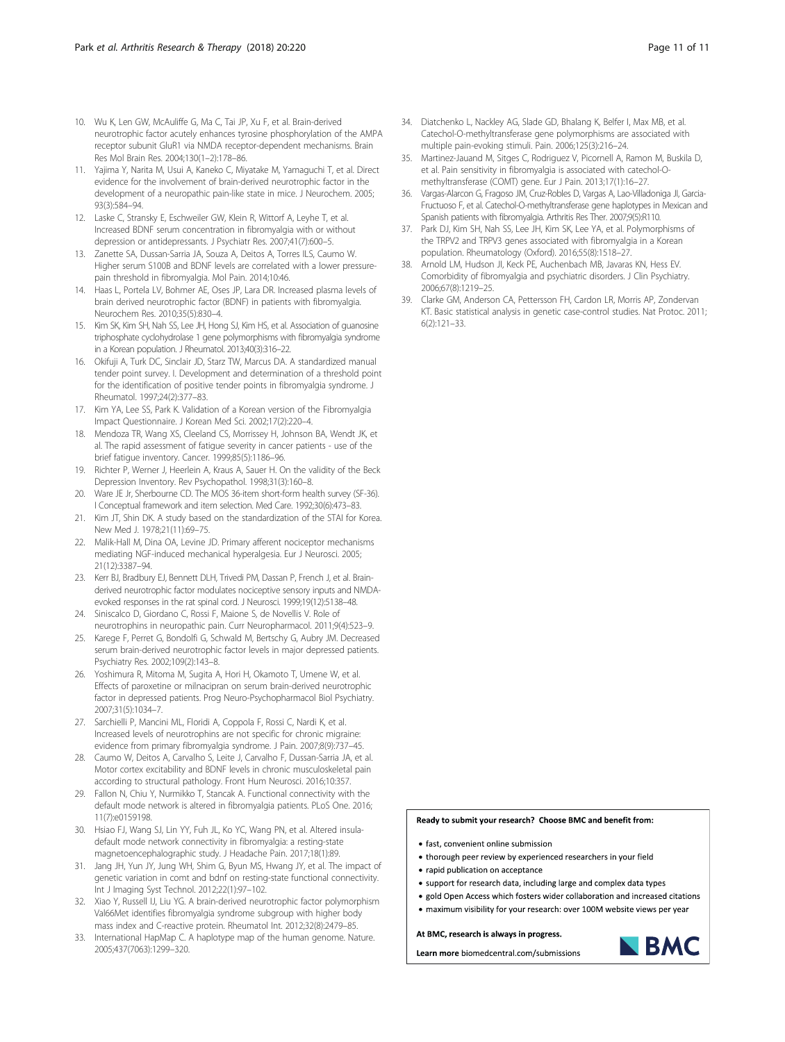10. Wu K, Len GW, McAuliffe G, Ma C, Tai JP, Xu F, et al. Brain-derived neurotrophic factor acutely enhances tyrosine phosphorylation of the AMPA receptor subunit GluR1 via NMDA receptor-dependent mechanisms. Brain Res Mol Brain Res. 2004;130(1–2):178–86.
11. Yajima Y, Narita M, Usui A, Kaneko C, Miyatake M, Yamaguchi T, et al. Direct evidence for the involvement of brain-derived neurotrophic factor in the development of a neuropathic pain-like state in mice. J Neurochem. 2005; 93(3):584–94.
12. Laske C, Stransky E, Eschweiler GW, Klein R, Wittorf A, Leyhe T, et al. Increased BDNF serum concentration in fibromyalgia with or without depression or antidepressants. J Psychiatr Res. 2007;41(7):600–5.
13. Zanette SA, Dussan-Sarria JA, Souza A, Deitos A, Torres ILS, Caumo W. Higher serum S100B and BDNF levels are correlated with a lower pressure-pain threshold in fibromyalgia. Mol Pain. 2014;10:46.
14. Haas L, Portela LV, Bohmer AE, Oses JP, Lara DR. Increased plasma levels of brain derived neurotrophic factor (BDNF) in patients with fibromyalgia. Neurochem Res. 2010;35(5):830–4.
15. Kim SK, Kim SH, Nah SS, Lee JH, Hong SJ, Kim HS, et al. Association of guanosine triphosphate cyclohydrolase 1 gene polymorphisms with fibromyalgia syndrome in a Korean population. J Rheumatol. 2013;40(3):316–22.
16. Okifuji A, Turk DC, Sinclair JD, Starz TW, Marcus DA. A standardized manual tender point survey. I. Development and determination of a threshold point for the identification of positive tender points in fibromyalgia syndrome. J Rheumatol. 1997;24(2):377–83.
17. Kim YA, Lee SS, Park K. Validation of a Korean version of the Fibromyalgia Impact Questionnaire. J Korean Med Sci. 2002;17(2):220–4.
18. Mendoza TR, Wang XS, Cleeland CS, Morrissey H, Johnson BA, Wendt JK, et al. The rapid assessment of fatigue severity in cancer patients - use of the brief fatigue inventory. Cancer. 1999;85(5):1186–96.
19. Richter P, Werner J, Heerlein A, Kraus A, Sauer H. On the validity of the Beck Depression Inventory. Rev Psychopathol. 1998;31(3):160–8.
20. Ware JE Jr, Sherbourne CD. The MOS 36-item short-form health survey (SF-36). I Conceptual framework and item selection. Med Care. 1992;30(6):473–83.
21. Kim JT, Shin DK. A study based on the standardization of the STAI for Korea. New Med J. 1978;21(11):69–75.
22. Malik-Hall M, Dina OA, Levine JD. Primary afferent nociceptor mechanisms mediating NGF-induced mechanical hyperalgesia. Eur J Neurosci. 2005; 21(12):3387–94.
23. Kerr BJ, Bradbury EJ, Bennett DLH, Trivedi PM, Dassan P, French J, et al. Brain-derived neurotrophic factor modulates nociceptive sensory inputs and NMDA-evoked responses in the rat spinal cord. J Neurosci. 1999;19(12):5138–48.
24. Siniscalco D, Giordano C, Rossi F, Maione S, de Novellis V. Role of neurotrophins in neuropathic pain. Curr Neuropharmacol. 2011;9(4):523–9.
25. Karege F, Perret G, Bondolfi G, Schwald M, Bertschy G, Aubry JM. Decreased serum brain-derived neurotrophic factor levels in major depressed patients. Psychiatry Res. 2002;109(2):143–8.
26. Yoshimura R, Mitoma M, Sugita A, Hori H, Okamoto T, Umene W, et al. Effects of paroxetine or milnacipran on serum brain-derived neurotrophic factor in depressed patients. Prog Neuro-Psychopharmacol Biol Psychiatry. 2007;31(5):1034–7.
27. Sarchielli P, Mancini ML, Floridi A, Coppola F, Rossi C, Nardi K, et al. Increased levels of neurotrophins are not specific for chronic migraine: evidence from primary fibromyalgia syndrome. J Pain. 2007;8(9):737–45.
28. Caumo W, Deitos A, Carvalho S, Leite J, Carvalho F, Dussan-Sarria JA, et al. Motor cortex excitability and BDNF levels in chronic musculoskeletal pain according to structural pathology. Front Hum Neurosci. 2016;10:357.
29. Fallon N, Chiu Y, Nurmikko T, Stancak A. Functional connectivity with the default mode network is altered in fibromyalgia patients. PLoS One. 2016; 11(7):e0159198.
30. Hsiao FJ, Wang SJ, Lin YY, Fuh JL, Ko YC, Wang PN, et al. Altered insula-default mode network connectivity in fibromyalgia: a resting-state magnetoencephalographic study. J Headache Pain. 2017;18(1):89.
31. Jang JH, Yun JY, Jung WH, Shim G, Byun MS, Hwang JY, et al. The impact of genetic variation in comt and bdnf on resting-state functional connectivity. Int J Imaging Syst Technol. 2012;22(1):97–102.
32. Xiao Y, Russell IJ, Liu YG. A brain-derived neurotrophic factor polymorphism Val66Met identifies fibromyalgia syndrome subgroup with higher body mass index and C-reactive protein. Rheumatol Int. 2012;32(8):2479–85.
33. International HapMap C. A haplotype map of the human genome. Nature. 2005;437(7063):1299–320.
34. Diatchenko L, Nackley AG, Slade GD, Bhalang K, Belfer I, Max MB, et al. Catechol-O-methyltransferase gene polymorphisms are associated with multiple pain-evoking stimuli. Pain. 2006;125(3):216–24.
35. Martinez-Jauand M, Sitges C, Rodriguez V, Picornell A, Ramon M, Buskila D, et al. Pain sensitivity in fibromyalgia is associated with catechol-O-methyltransferase (COMT) gene. Eur J Pain. 2013;17(1):16–27.
36. Vargas-Alarcon G, Fragoso JM, Cruz-Robles D, Vargas A, Lao-Villadoniga JI, Garcia-Fructuoso F, et al. Catechol-O-methyltransferase gene haplotypes in Mexican and Spanish patients with fibromyalgia. Arthritis Res Ther. 2007;9(5):R110.
37. Park DJ, Kim SH, Nah SS, Lee JH, Kim SK, Lee YA, et al. Polymorphisms of the TRPV2 and TRPV3 genes associated with fibromyalgia in a Korean population. Rheumatology (Oxford). 2016;55(8):1518–27.
38. Arnold LM, Hudson JI, Keck PE, Auchenbach MB, Javaras KN, Hess EV. Comorbidity of fibromyalgia and psychiatric disorders. J Clin Psychiatry. 2006;67(8):1219–25.
39. Clarke GM, Anderson CA, Pettersson FH, Cardon LR, Morris AP, Zondervan KT. Basic statistical analysis in genetic case-control studies. Nat Protoc. 2011; 6(2):121–33.

**Ready to submit your research? Choose BMC and benefit from:**

- fast, convenient online submission
- thorough peer review by experienced researchers in your field
- rapid publication on acceptance
- support for research data, including large and complex data types
- gold Open Access which fosters wider collaboration and increased citations
- maximum visibility for your research: over 100M website views per year

**At BMC, research is always in progress.**

**Learn more** biomedcentral.com/submissions

BMC